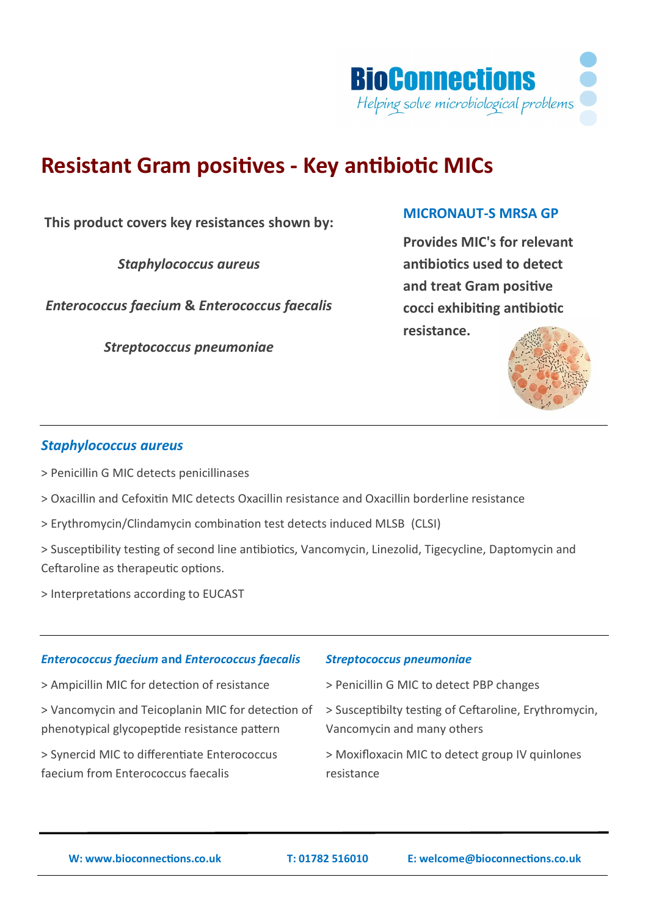BioConnections
*Helping solve microbiological problems*

# Resistant Gram positives - Key antibiotic MICs

**This product covers key resistances shown by:**

***Staphylococcus aureus***

***Enterococcus faecium* & *Enterococcus faecalis***

***Streptococcus pneumoniae***

## MICRONAUT-S MRSA GP

**Provides MIC's for relevant antibiotics used to detect and treat Gram positive cocci exhibiting antibiotic resistance.**

### *Staphylococcus aureus*

> Penicillin G MIC detects penicillinases

> Oxacillin and Cefoxitin MIC detects Oxacillin resistance and Oxacillin borderline resistance

> Erythromycin/Clindamycin combination test detects induced MLSB (CLSI)

> Susceptibility testing of second line antibiotics, Vancomycin, Linezolid, Tigecycline, Daptomycin and Ceftaroline as therapeutic options.

> Interpretations according to EUCAST

### *Enterococcus faecium* and *Enterococcus faecalis*

> Ampicillin MIC for detection of resistance

> Vancomycin and Teicoplanin MIC for detection of phenotypical glycopeptide resistance pattern

> Synercid MIC to differentiate Enterococcus faecium from Enterococcus faecalis

### *Streptococcus pneumoniae*

> Penicillin G MIC to detect PBP changes

> Susceptibilty testing of Ceftaroline, Erythromycin, Vancomycin and many others

> Moxifloxacin MIC to detect group IV quinlones resistance

**W: www.bioconnections.co.uk** **T: 01782 516010** **E: welcome@bioconnections.co.uk**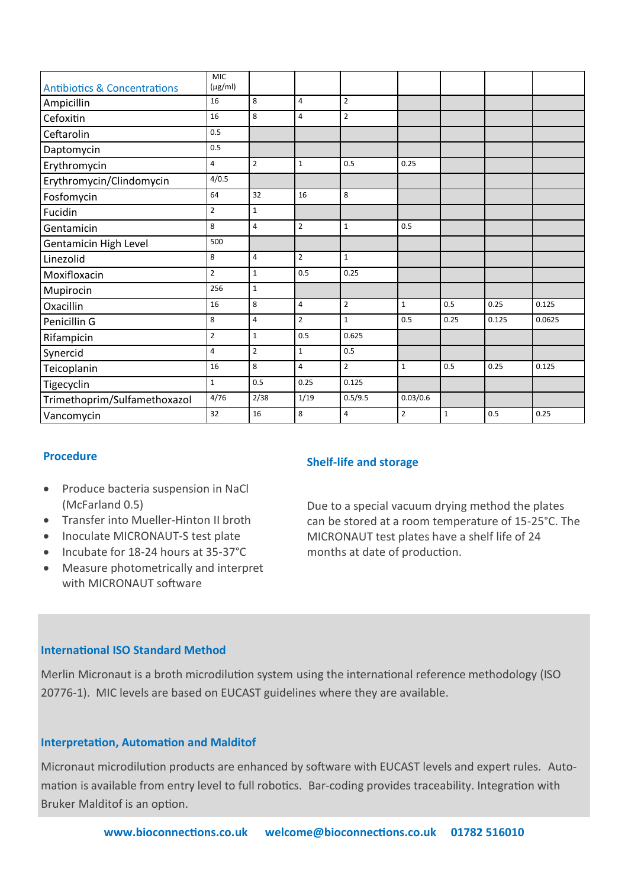| Antibiotics & Concentrations | MIC (µg/ml) | | | | | | | |
|---|---|---|---|---|---|---|---|---|
| Ampicillin | 16 | 8 | 4 | 2 | | | | |
| Cefoxitin | 16 | 8 | 4 | 2 | | | | |
| Ceftarolin | 0.5 | | | | | | | |
| Daptomycin | 0.5 | | | | | | | |
| Erythromycin | 4 | 2 | 1 | 0.5 | 0.25 | | | |
| Erythromycin/Clindomycin | 4/0.5 | | | | | | | |
| Fosfomycin | 64 | 32 | 16 | 8 | | | | |
| Fucidin | 2 | 1 | | | | | | |
| Gentamicin | 8 | 4 | 2 | 1 | 0.5 | | | |
| Gentamicin High Level | 500 | | | | | | | |
| Linezolid | 8 | 4 | 2 | 1 | | | | |
| Moxifloxacin | 2 | 1 | 0.5 | 0.25 | | | | |
| Mupirocin | 256 | 1 | | | | | | |
| Oxacillin | 16 | 8 | 4 | 2 | 1 | 0.5 | 0.25 | 0.125 |
| Penicillin G | 8 | 4 | 2 | 1 | 0.5 | 0.25 | 0.125 | 0.0625 |
| Rifampicin | 2 | 1 | 0.5 | 0.625 | | | | |
| Synercid | 4 | 2 | 1 | 0.5 | | | | |
| Teicoplanin | 16 | 8 | 4 | 2 | 1 | 0.5 | 0.25 | 0.125 |
| Tigecyclin | 1 | 0.5 | 0.25 | 0.125 | | | | |
| Trimethoprim/Sulfamethoxazol | 4/76 | 2/38 | 1/19 | 0.5/9.5 | 0.03/0.6 | | | |
| Vancomycin | 32 | 16 | 8 | 4 | 2 | 1 | 0.5 | 0.25 |

## Procedure

- Produce bacteria suspension in NaCl (McFarland 0.5)
- Transfer into Mueller-Hinton II broth
- Inoculate MICRONAUT-S test plate
- Incubate for 18-24 hours at 35-37°C
- Measure photometrically and interpret with MICRONAUT software

## Shelf-life and storage

Due to a special vacuum drying method the plates can be stored at a room temperature of 15-25°C. The MICRONAUT test plates have a shelf life of 24 months at date of production.

## International ISO Standard Method

Merlin Micronaut is a broth microdilution system using the international reference methodology (ISO 20776-1). MIC levels are based on EUCAST guidelines where they are available.

## Interpretation, Automation and Malditof

Micronaut microdilution products are enhanced by software with EUCAST levels and expert rules. Automation is available from entry level to full robotics. Bar-coding provides traceability. Integration with Bruker Malditof is an option.

**www.bioconnections.co.uk  welcome@bioconnections.co.uk  01782 516010**